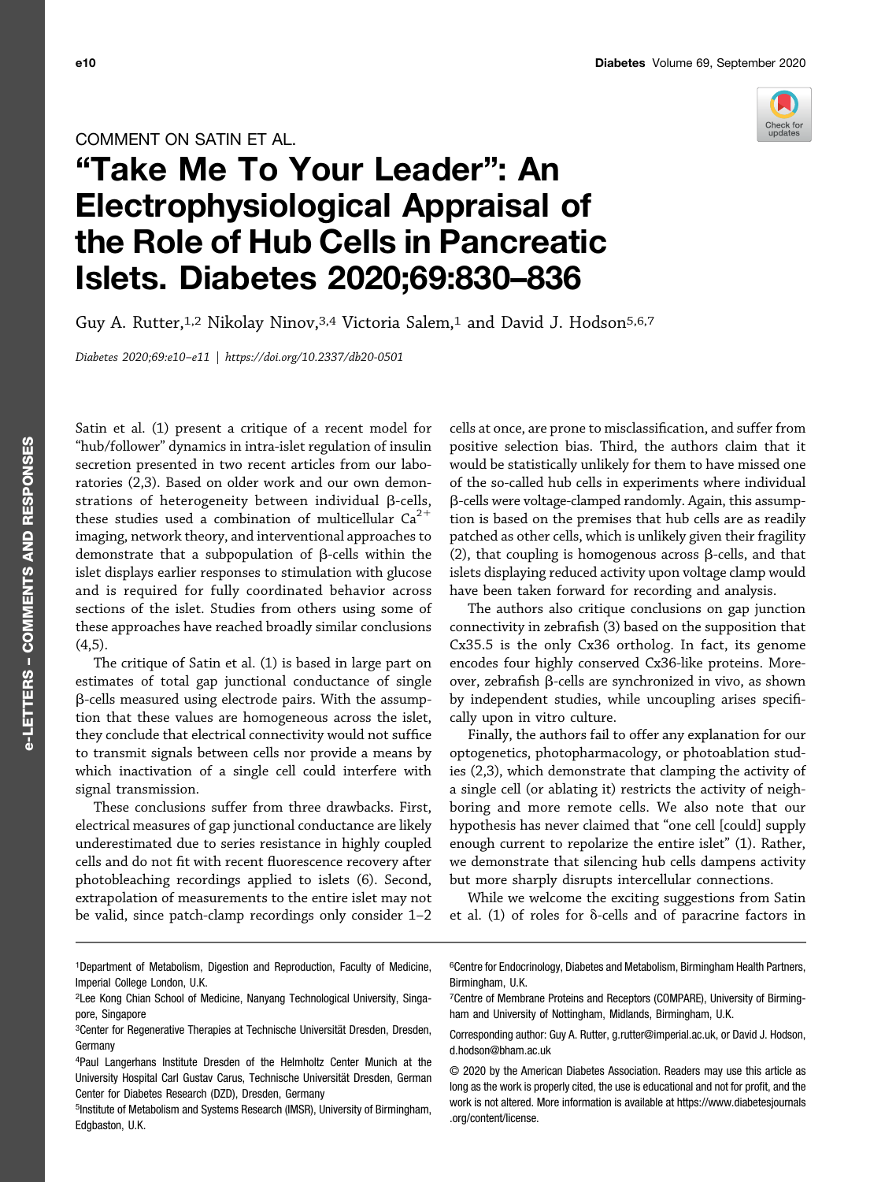COMMENT ON SATIN ET AL.

# "Take Me To Your Leader": An Electrophysiological Appraisal of the Role of Hub Cells in Pancreatic Islets. Diabetes 2020;69:830–836

Guy A. Rutter,[1,2] Nikolay Ninov,[3,4] Victoria Salem,[1] and David J. Hodson[5,6,7]

*Diabetes 2020;69:e10–e11 | https://doi.org/10.2337/db20-0501*

Satin et al. (1) present a critique of a recent model for "hub/follower" dynamics in intra-islet regulation of insulin secretion presented in two recent articles from our laboratories (2,3). Based on older work and our own demonstrations of heterogeneity between individual β-cells, these studies used a combination of multicellular $Ca^{2+}$ imaging, network theory, and interventional approaches to demonstrate that a subpopulation of β-cells within the islet displays earlier responses to stimulation with glucose and is required for fully coordinated behavior across sections of the islet. Studies from others using some of these approaches have reached broadly similar conclusions (4,5).

The critique of Satin et al. (1) is based in large part on estimates of total gap junctional conductance of single β-cells measured using electrode pairs. With the assumption that these values are homogeneous across the islet, they conclude that electrical connectivity would not suffice to transmit signals between cells nor provide a means by which inactivation of a single cell could interfere with signal transmission.

These conclusions suffer from three drawbacks. First, electrical measures of gap junctional conductance are likely underestimated due to series resistance in highly coupled cells and do not fit with recent fluorescence recovery after photobleaching recordings applied to islets (6). Second, extrapolation of measurements to the entire islet may not be valid, since patch-clamp recordings only consider 1–2 cells at once, are prone to misclassification, and suffer from positive selection bias. Third, the authors claim that it would be statistically unlikely for them to have missed one of the so-called hub cells in experiments where individual β-cells were voltage-clamped randomly. Again, this assumption is based on the premises that hub cells are as readily patched as other cells, which is unlikely given their fragility (2), that coupling is homogenous across β-cells, and that islets displaying reduced activity upon voltage clamp would have been taken forward for recording and analysis.

The authors also critique conclusions on gap junction connectivity in zebrafish (3) based on the supposition that Cx35.5 is the only Cx36 ortholog. In fact, its genome encodes four highly conserved Cx36-like proteins. Moreover, zebrafish β-cells are synchronized in vivo, as shown by independent studies, while uncoupling arises specifically upon in vitro culture.

Finally, the authors fail to offer any explanation for our optogenetics, photopharmacology, or photoablation studies (2,3), which demonstrate that clamping the activity of a single cell (or ablating it) restricts the activity of neighboring and more remote cells. We also note that our hypothesis has never claimed that "one cell [could] supply enough current to repolarize the entire islet" (1). Rather, we demonstrate that silencing hub cells dampens activity but more sharply disrupts intercellular connections.

While we welcome the exciting suggestions from Satin et al. (1) of roles for δ-cells and of paracrine factors in

---

[1]Department of Metabolism, Digestion and Reproduction, Faculty of Medicine, Imperial College London, U.K.

[2]Lee Kong Chian School of Medicine, Nanyang Technological University, Singapore, Singapore

[3]Center for Regenerative Therapies at Technische Universität Dresden, Dresden, Germany

[4]Paul Langerhans Institute Dresden of the Helmholtz Center Munich at the University Hospital Carl Gustav Carus, Technische Universität Dresden, German Center for Diabetes Research (DZD), Dresden, Germany

[5]Institute of Metabolism and Systems Research (IMSR), University of Birmingham, Edgbaston, U.K.

[6]Centre for Endocrinology, Diabetes and Metabolism, Birmingham Health Partners, Birmingham, U.K.

[7]Centre of Membrane Proteins and Receptors (COMPARE), University of Birmingham and University of Nottingham, Midlands, Birmingham, U.K.

Corresponding author: Guy A. Rutter, g.rutter@imperial.ac.uk, or David J. Hodson, d.hodson@bham.ac.uk

© 2020 by the American Diabetes Association. Readers may use this article as long as the work is properly cited, the use is educational and not for profit, and the work is not altered. More information is available at https://www.diabetesjournals.org/content/license.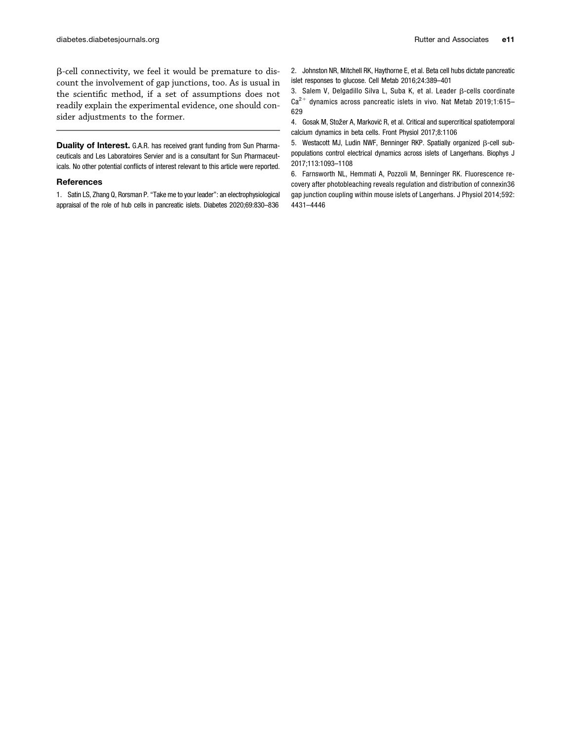β-cell connectivity, we feel it would be premature to discount the involvement of gap junctions, too. As is usual in the scientific method, if a set of assumptions does not readily explain the experimental evidence, one should consider adjustments to the former.

**Duality of Interest.** G.A.R. has received grant funding from Sun Pharmaceuticals and Les Laboratoires Servier and is a consultant for Sun Pharmaceuticals. No other potential conflicts of interest relevant to this article were reported.

## References

1. Satin LS, Zhang Q, Rorsman P. "Take me to your leader": an electrophysiological appraisal of the role of hub cells in pancreatic islets. Diabetes 2020;69:830–836
2. Johnston NR, Mitchell RK, Haythorne E, et al. Beta cell hubs dictate pancreatic islet responses to glucose. Cell Metab 2016;24:389–401
3. Salem V, Delgadillo Silva L, Suba K, et al. Leader β-cells coordinate $Ca^{2+}$ dynamics across pancreatic islets in vivo. Nat Metab 2019;1:615–629
4. Gosak M, Stožer A, Marković R, et al. Critical and supercritical spatiotemporal calcium dynamics in beta cells. Front Physiol 2017;8:1106
5. Westacott MJ, Ludin NWF, Benninger RKP. Spatially organized β-cell subpopulations control electrical dynamics across islets of Langerhans. Biophys J 2017;113:1093–1108
6. Farnsworth NL, Hemmati A, Pozzoli M, Benninger RK. Fluorescence recovery after photobleaching reveals regulation and distribution of connexin36 gap junction coupling within mouse islets of Langerhans. J Physiol 2014;592:4431–4446